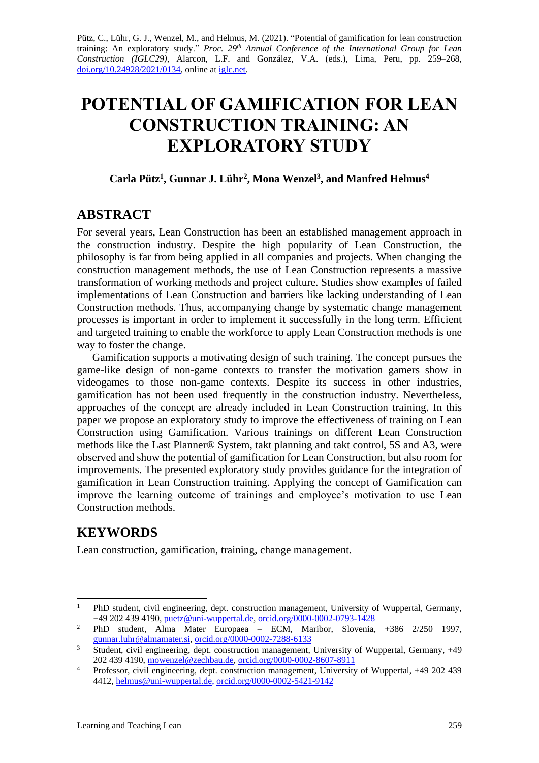Pütz, C., Lühr, G. J., Wenzel, M., and Helmus, M. (2021). "Potential of gamification for lean construction training: An exploratory study." *Proc. 29th Annual Conference of the International Group for Lean Construction (IGLC29)*, Alarcon, L.F. and González, V.A. (eds.), Lima, Peru, pp. 259–268, doi.org/10.24928/2021/0134, online at iglc.net.

# POTENTIAL OF GAMIFICATION FOR LEAN CONSTRUCTION TRAINING: AN EXPLORATORY STUDY

**Carla Pütz[1], Gunnar J. Lühr[2], Mona Wenzel[3], and Manfred Helmus[4]**

## ABSTRACT

For several years, Lean Construction has been an established management approach in the construction industry. Despite the high popularity of Lean Construction, the philosophy is far from being applied in all companies and projects. When changing the construction management methods, the use of Lean Construction represents a massive transformation of working methods and project culture. Studies show examples of failed implementations of Lean Construction and barriers like lacking understanding of Lean Construction methods. Thus, accompanying change by systematic change management processes is important in order to implement it successfully in the long term. Efficient and targeted training to enable the workforce to apply Lean Construction methods is one way to foster the change.

Gamification supports a motivating design of such training. The concept pursues the game-like design of non-game contexts to transfer the motivation gamers show in videogames to those non-game contexts. Despite its success in other industries, gamification has not been used frequently in the construction industry. Nevertheless, approaches of the concept are already included in Lean Construction training. In this paper we propose an exploratory study to improve the effectiveness of training on Lean Construction using Gamification. Various trainings on different Lean Construction methods like the Last Planner® System, takt planning and takt control, 5S and A3, were observed and show the potential of gamification for Lean Construction, but also room for improvements. The presented exploratory study provides guidance for the integration of gamification in Lean Construction training. Applying the concept of Gamification can improve the learning outcome of trainings and employee's motivation to use Lean Construction methods.

## KEYWORDS

Lean construction, gamification, training, change management.

---

[1] PhD student, civil engineering, dept. construction management, University of Wuppertal, Germany, +49 202 439 4190, puetz@uni-wuppertal.de, orcid.org/0000-0002-0793-1428

[2] PhD student, Alma Mater Europaea – ECM, Maribor, Slovenia, +386 2/250 1997, gunnar.luhr@almamater.si, orcid.org/0000-0002-7288-6133

[3] Student, civil engineering, dept. construction management, University of Wuppertal, Germany, +49 202 439 4190, mowenzel@zechbau.de, orcid.org/0000-0002-8607-8911

[4] Professor, civil engineering, dept. construction management, University of Wuppertal, +49 202 439 4412, helmus@uni-wuppertal.de, orcid.org/0000-0002-5421-9142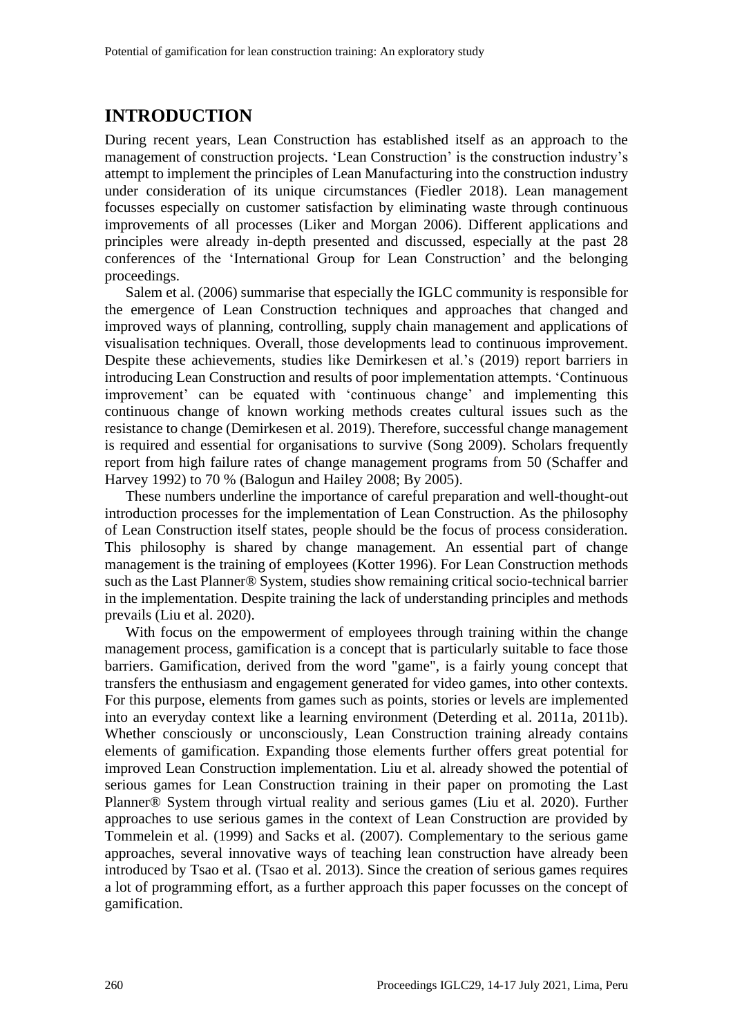# INTRODUCTION

During recent years, Lean Construction has established itself as an approach to the management of construction projects. 'Lean Construction' is the construction industry's attempt to implement the principles of Lean Manufacturing into the construction industry under consideration of its unique circumstances (Fiedler 2018). Lean management focusses especially on customer satisfaction by eliminating waste through continuous improvements of all processes (Liker and Morgan 2006). Different applications and principles were already in-depth presented and discussed, especially at the past 28 conferences of the 'International Group for Lean Construction' and the belonging proceedings.

Salem et al. (2006) summarise that especially the IGLC community is responsible for the emergence of Lean Construction techniques and approaches that changed and improved ways of planning, controlling, supply chain management and applications of visualisation techniques. Overall, those developments lead to continuous improvement. Despite these achievements, studies like Demirkesen et al.'s (2019) report barriers in introducing Lean Construction and results of poor implementation attempts. 'Continuous improvement' can be equated with 'continuous change' and implementing this continuous change of known working methods creates cultural issues such as the resistance to change (Demirkesen et al. 2019). Therefore, successful change management is required and essential for organisations to survive (Song 2009). Scholars frequently report from high failure rates of change management programs from 50 (Schaffer and Harvey 1992) to 70 % (Balogun and Hailey 2008; By 2005).

These numbers underline the importance of careful preparation and well-thought-out introduction processes for the implementation of Lean Construction. As the philosophy of Lean Construction itself states, people should be the focus of process consideration. This philosophy is shared by change management. An essential part of change management is the training of employees (Kotter 1996). For Lean Construction methods such as the Last Planner® System, studies show remaining critical socio-technical barrier in the implementation. Despite training the lack of understanding principles and methods prevails (Liu et al. 2020).

With focus on the empowerment of employees through training within the change management process, gamification is a concept that is particularly suitable to face those barriers. Gamification, derived from the word "game", is a fairly young concept that transfers the enthusiasm and engagement generated for video games, into other contexts. For this purpose, elements from games such as points, stories or levels are implemented into an everyday context like a learning environment (Deterding et al. 2011a, 2011b). Whether consciously or unconsciously, Lean Construction training already contains elements of gamification. Expanding those elements further offers great potential for improved Lean Construction implementation. Liu et al. already showed the potential of serious games for Lean Construction training in their paper on promoting the Last Planner® System through virtual reality and serious games (Liu et al. 2020). Further approaches to use serious games in the context of Lean Construction are provided by Tommelein et al. (1999) and Sacks et al. (2007). Complementary to the serious game approaches, several innovative ways of teaching lean construction have already been introduced by Tsao et al. (Tsao et al. 2013). Since the creation of serious games requires a lot of programming effort, as a further approach this paper focusses on the concept of gamification.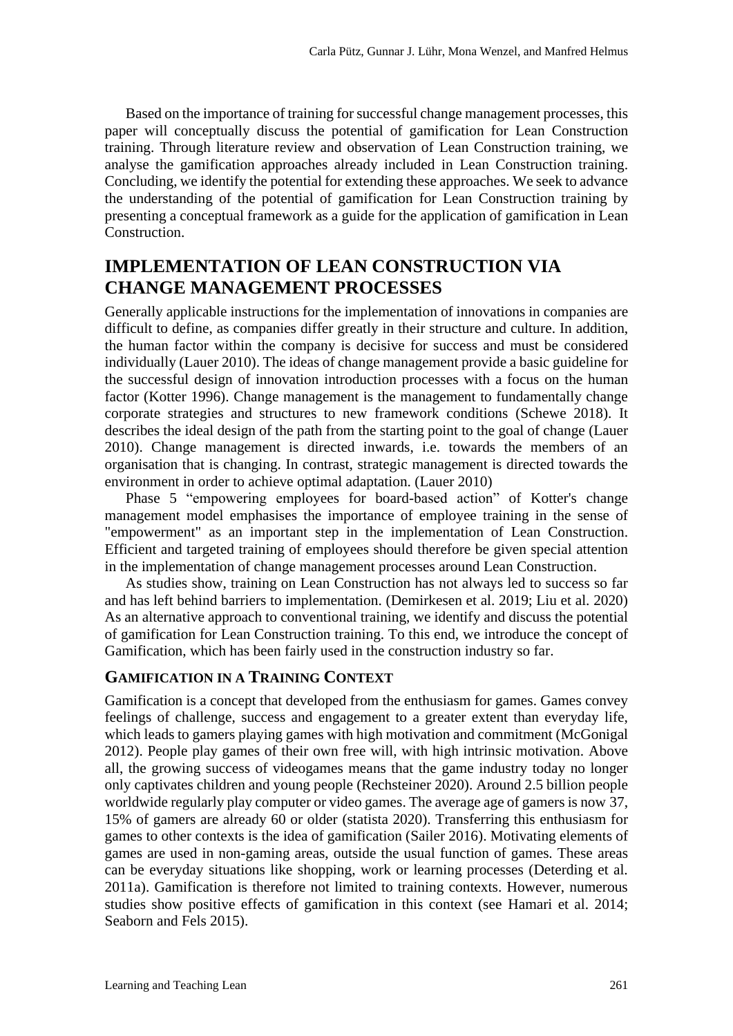Based on the importance of training for successful change management processes, this paper will conceptually discuss the potential of gamification for Lean Construction training. Through literature review and observation of Lean Construction training, we analyse the gamification approaches already included in Lean Construction training. Concluding, we identify the potential for extending these approaches. We seek to advance the understanding of the potential of gamification for Lean Construction training by presenting a conceptual framework as a guide for the application of gamification in Lean Construction.

## IMPLEMENTATION OF LEAN CONSTRUCTION VIA CHANGE MANAGEMENT PROCESSES

Generally applicable instructions for the implementation of innovations in companies are difficult to define, as companies differ greatly in their structure and culture. In addition, the human factor within the company is decisive for success and must be considered individually (Lauer 2010). The ideas of change management provide a basic guideline for the successful design of innovation introduction processes with a focus on the human factor (Kotter 1996). Change management is the management to fundamentally change corporate strategies and structures to new framework conditions (Schewe 2018). It describes the ideal design of the path from the starting point to the goal of change (Lauer 2010). Change management is directed inwards, i.e. towards the members of an organisation that is changing. In contrast, strategic management is directed towards the environment in order to achieve optimal adaptation. (Lauer 2010)

Phase 5 "empowering employees for board-based action" of Kotter's change management model emphasises the importance of employee training in the sense of "empowerment" as an important step in the implementation of Lean Construction. Efficient and targeted training of employees should therefore be given special attention in the implementation of change management processes around Lean Construction.

As studies show, training on Lean Construction has not always led to success so far and has left behind barriers to implementation. (Demirkesen et al. 2019; Liu et al. 2020) As an alternative approach to conventional training, we identify and discuss the potential of gamification for Lean Construction training. To this end, we introduce the concept of Gamification, which has been fairly used in the construction industry so far.

### GAMIFICATION IN A TRAINING CONTEXT

Gamification is a concept that developed from the enthusiasm for games. Games convey feelings of challenge, success and engagement to a greater extent than everyday life, which leads to gamers playing games with high motivation and commitment (McGonigal 2012). People play games of their own free will, with high intrinsic motivation. Above all, the growing success of videogames means that the game industry today no longer only captivates children and young people (Rechsteiner 2020). Around 2.5 billion people worldwide regularly play computer or video games. The average age of gamers is now 37, 15% of gamers are already 60 or older (statista 2020). Transferring this enthusiasm for games to other contexts is the idea of gamification (Sailer 2016). Motivating elements of games are used in non-gaming areas, outside the usual function of games. These areas can be everyday situations like shopping, work or learning processes (Deterding et al. 2011a). Gamification is therefore not limited to training contexts. However, numerous studies show positive effects of gamification in this context (see Hamari et al. 2014; Seaborn and Fels 2015).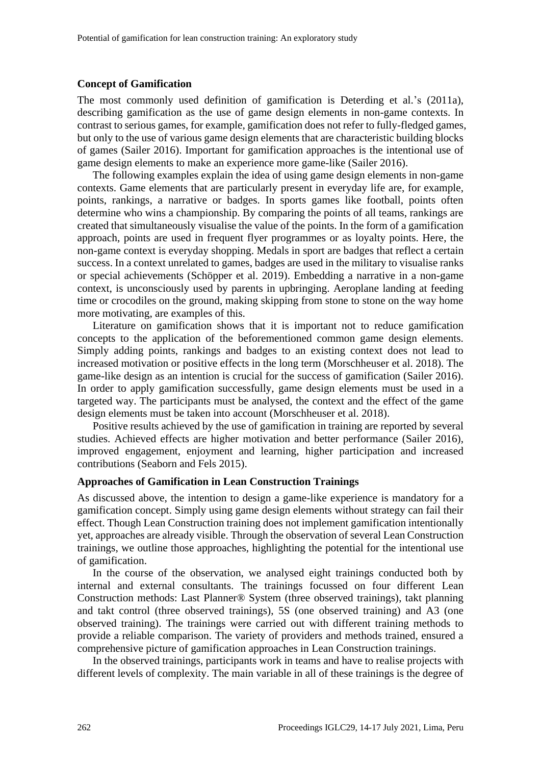### Concept of Gamification

The most commonly used definition of gamification is Deterding et al.'s (2011a), describing gamification as the use of game design elements in non-game contexts. In contrast to serious games, for example, gamification does not refer to fully-fledged games, but only to the use of various game design elements that are characteristic building blocks of games (Sailer 2016). Important for gamification approaches is the intentional use of game design elements to make an experience more game-like (Sailer 2016).

The following examples explain the idea of using game design elements in non-game contexts. Game elements that are particularly present in everyday life are, for example, points, rankings, a narrative or badges. In sports games like football, points often determine who wins a championship. By comparing the points of all teams, rankings are created that simultaneously visualise the value of the points. In the form of a gamification approach, points are used in frequent flyer programmes or as loyalty points. Here, the non-game context is everyday shopping. Medals in sport are badges that reflect a certain success. In a context unrelated to games, badges are used in the military to visualise ranks or special achievements (Schöpper et al. 2019). Embedding a narrative in a non-game context, is unconsciously used by parents in upbringing. Aeroplane landing at feeding time or crocodiles on the ground, making skipping from stone to stone on the way home more motivating, are examples of this.

Literature on gamification shows that it is important not to reduce gamification concepts to the application of the beforementioned common game design elements. Simply adding points, rankings and badges to an existing context does not lead to increased motivation or positive effects in the long term (Morschheuser et al. 2018). The game-like design as an intention is crucial for the success of gamification (Sailer 2016). In order to apply gamification successfully, game design elements must be used in a targeted way. The participants must be analysed, the context and the effect of the game design elements must be taken into account (Morschheuser et al. 2018).

Positive results achieved by the use of gamification in training are reported by several studies. Achieved effects are higher motivation and better performance (Sailer 2016), improved engagement, enjoyment and learning, higher participation and increased contributions (Seaborn and Fels 2015).

### Approaches of Gamification in Lean Construction Trainings

As discussed above, the intention to design a game-like experience is mandatory for a gamification concept. Simply using game design elements without strategy can fail their effect. Though Lean Construction training does not implement gamification intentionally yet, approaches are already visible. Through the observation of several Lean Construction trainings, we outline those approaches, highlighting the potential for the intentional use of gamification.

In the course of the observation, we analysed eight trainings conducted both by internal and external consultants. The trainings focussed on four different Lean Construction methods: Last Planner® System (three observed trainings), takt planning and takt control (three observed trainings), 5S (one observed training) and A3 (one observed training). The trainings were carried out with different training methods to provide a reliable comparison. The variety of providers and methods trained, ensured a comprehensive picture of gamification approaches in Lean Construction trainings.

In the observed trainings, participants work in teams and have to realise projects with different levels of complexity. The main variable in all of these trainings is the degree of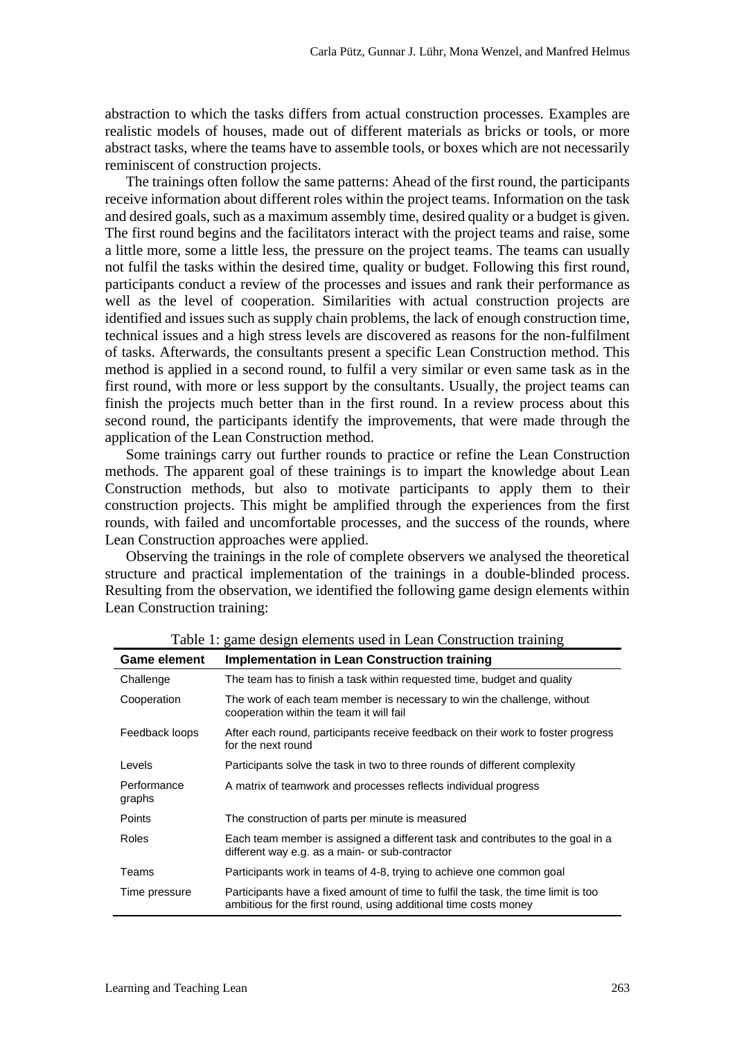abstraction to which the tasks differs from actual construction processes. Examples are realistic models of houses, made out of different materials as bricks or tools, or more abstract tasks, where the teams have to assemble tools, or boxes which are not necessarily reminiscent of construction projects.

The trainings often follow the same patterns: Ahead of the first round, the participants receive information about different roles within the project teams. Information on the task and desired goals, such as a maximum assembly time, desired quality or a budget is given. The first round begins and the facilitators interact with the project teams and raise, some a little more, some a little less, the pressure on the project teams. The teams can usually not fulfil the tasks within the desired time, quality or budget. Following this first round, participants conduct a review of the processes and issues and rank their performance as well as the level of cooperation. Similarities with actual construction projects are identified and issues such as supply chain problems, the lack of enough construction time, technical issues and a high stress levels are discovered as reasons for the non-fulfilment of tasks. Afterwards, the consultants present a specific Lean Construction method. This method is applied in a second round, to fulfil a very similar or even same task as in the first round, with more or less support by the consultants. Usually, the project teams can finish the projects much better than in the first round. In a review process about this second round, the participants identify the improvements, that were made through the application of the Lean Construction method.

Some trainings carry out further rounds to practice or refine the Lean Construction methods. The apparent goal of these trainings is to impart the knowledge about Lean Construction methods, but also to motivate participants to apply them to their construction projects. This might be amplified through the experiences from the first rounds, with failed and uncomfortable processes, and the success of the rounds, where Lean Construction approaches were applied.

Observing the trainings in the role of complete observers we analysed the theoretical structure and practical implementation of the trainings in a double-blinded process. Resulting from the observation, we identified the following game design elements within Lean Construction training:

Table 1: game design elements used in Lean Construction training

| Game element | Implementation in Lean Construction training |
|---|---|
| Challenge | The team has to finish a task within requested time, budget and quality |
| Cooperation | The work of each team member is necessary to win the challenge, without cooperation within the team it will fail |
| Feedback loops | After each round, participants receive feedback on their work to foster progress for the next round |
| Levels | Participants solve the task in two to three rounds of different complexity |
| Performance graphs | A matrix of teamwork and processes reflects individual progress |
| Points | The construction of parts per minute is measured |
| Roles | Each team member is assigned a different task and contributes to the goal in a different way e.g. as a main- or sub-contractor |
| Teams | Participants work in teams of 4-8, trying to achieve one common goal |
| Time pressure | Participants have a fixed amount of time to fulfil the task, the time limit is too ambitious for the first round, using additional time costs money |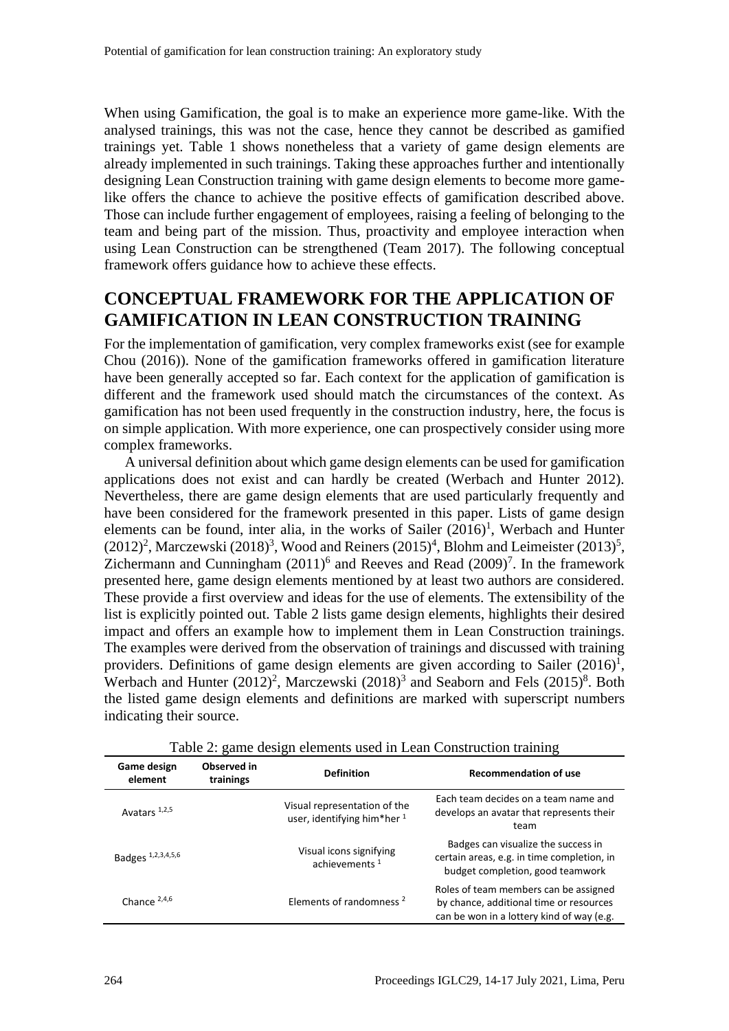When using Gamification, the goal is to make an experience more game-like. With the analysed trainings, this was not the case, hence they cannot be described as gamified trainings yet. Table 1 shows nonetheless that a variety of game design elements are already implemented in such trainings. Taking these approaches further and intentionally designing Lean Construction training with game design elements to become more game-like offers the chance to achieve the positive effects of gamification described above. Those can include further engagement of employees, raising a feeling of belonging to the team and being part of the mission. Thus, proactivity and employee interaction when using Lean Construction can be strengthened (Team 2017). The following conceptual framework offers guidance how to achieve these effects.

## CONCEPTUAL FRAMEWORK FOR THE APPLICATION OF GAMIFICATION IN LEAN CONSTRUCTION TRAINING

For the implementation of gamification, very complex frameworks exist (see for example Chou (2016)). None of the gamification frameworks offered in gamification literature have been generally accepted so far. Each context for the application of gamification is different and the framework used should match the circumstances of the context. As gamification has not been used frequently in the construction industry, here, the focus is on simple application. With more experience, one can prospectively consider using more complex frameworks.

A universal definition about which game design elements can be used for gamification applications does not exist and can hardly be created (Werbach and Hunter 2012). Nevertheless, there are game design elements that are used particularly frequently and have been considered for the framework presented in this paper. Lists of game design elements can be found, inter alia, in the works of Sailer (2016)[1], Werbach and Hunter (2012)[2], Marczewski (2018)[3], Wood and Reiners (2015)[4], Blohm and Leimeister (2013)[5], Zichermann and Cunningham (2011)[6] and Reeves and Read (2009)[7]. In the framework presented here, game design elements mentioned by at least two authors are considered. These provide a first overview and ideas for the use of elements. The extensibility of the list is explicitly pointed out. Table 2 lists game design elements, highlights their desired impact and offers an example how to implement them in Lean Construction trainings. The examples were derived from the observation of trainings and discussed with training providers. Definitions of game design elements are given according to Sailer (2016)[1], Werbach and Hunter (2012)[2], Marczewski (2018)[3] and Seaborn and Fels (2015)[8]. Both the listed game design elements and definitions are marked with superscript numbers indicating their source.

Table 2: game design elements used in Lean Construction training

| Game design element | Observed in trainings | Definition | Recommendation of use |
|---|---|---|---|
| Avatars [1,2,5] | | Visual representation of the user, identifying him*her [1] | Each team decides on a team name and develops an avatar that represents their team |
| Badges [1,2,3,4,5,6] | | Visual icons signifying achievements [1] | Badges can visualize the success in certain areas, e.g. in time completion, in budget completion, good teamwork |
| Chance [2,4,6] | | Elements of randomness [2] | Roles of team members can be assigned by chance, additional time or resources can be won in a lottery kind of way (e.g. |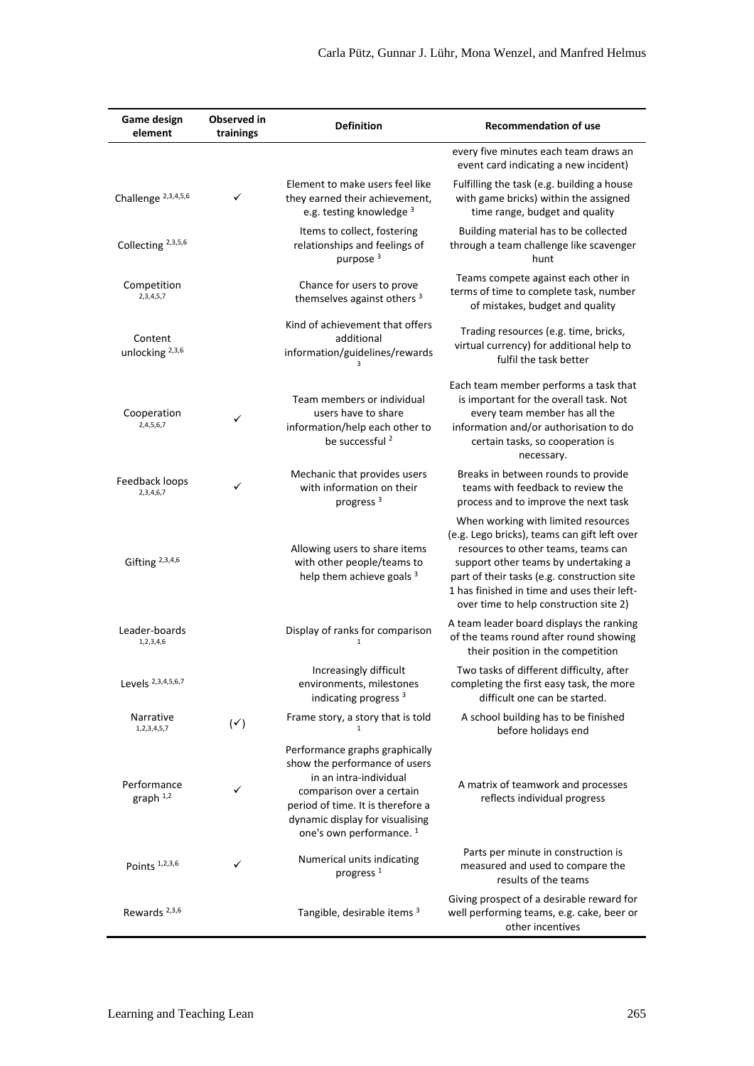| Game design element | Observed in trainings | Definition | Recommendation of use |
|---|---|---|---|
| | | | every five minutes each team draws an event card indicating a new incident) |
| Challenge [2,3,4,5,6] | ✓ | Element to make users feel like they earned their achievement, e.g. testing knowledge [3] | Fulfilling the task (e.g. building a house with game bricks) within the assigned time range, budget and quality |
| Collecting [2,3,5,6] | | Items to collect, fostering relationships and feelings of purpose [3] | Building material has to be collected through a team challenge like scavenger hunt |
| Competition [2,3,4,5,7] | | Chance for users to prove themselves against others [3] | Teams compete against each other in terms of time to complete task, number of mistakes, budget and quality |
| Content unlocking [2,3,6] | | Kind of achievement that offers additional information/guidelines/rewards [3] | Trading resources (e.g. time, bricks, virtual currency) for additional help to fulfil the task better |
| Cooperation [2,4,5,6,7] | ✓ | Team members or individual users have to share information/help each other to be successful [2] | Each team member performs a task that is important for the overall task. Not every team member has all the information and/or authorisation to do certain tasks, so cooperation is necessary. |
| Feedback loops [2,3,4,6,7] | ✓ | Mechanic that provides users with information on their progress [3] | Breaks in between rounds to provide teams with feedback to review the process and to improve the next task |
| Gifting [2,3,4,6] | | Allowing users to share items with other people/teams to help them achieve goals [3] | When working with limited resources (e.g. Lego bricks), teams can gift left over resources to other teams, teams can support other teams by undertaking a part of their tasks (e.g. construction site 1 has finished in time and uses their left-over time to help construction site 2) |
| Leader-boards [1,2,3,4,6] | | Display of ranks for comparison [1] | A team leader board displays the ranking of the teams round after round showing their position in the competition |
| Levels [2,3,4,5,6,7] | | Increasingly difficult environments, milestones indicating progress [3] | Two tasks of different difficulty, after completing the first easy task, the more difficult one can be started. |
| Narrative [1,2,3,4,5,7] | (✓) | Frame story, a story that is told [1] | A school building has to be finished before holidays end |
| Performance graph [1,2] | ✓ | Performance graphs graphically show the performance of users in an intra-individual comparison over a certain period of time. It is therefore a dynamic display for visualising one's own performance. [1] | A matrix of teamwork and processes reflects individual progress |
| Points [1,2,3,6] | ✓ | Numerical units indicating progress [1] | Parts per minute in construction is measured and used to compare the results of the teams |
| Rewards [2,3,6] | | Tangible, desirable items [3] | Giving prospect of a desirable reward for well performing teams, e.g. cake, beer or other incentives |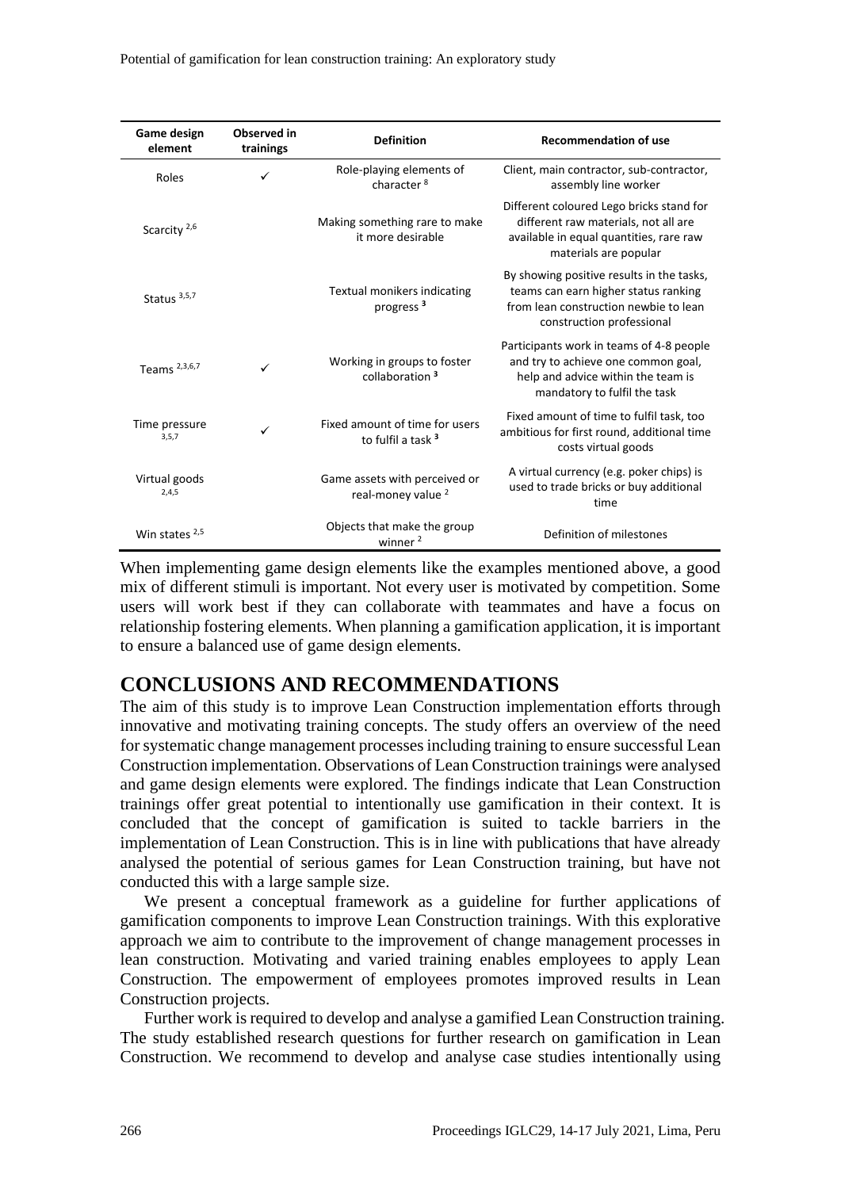| Game design element | Observed in trainings | Definition | Recommendation of use |
|---|---|---|---|
| Roles | ✓ | Role-playing elements of character [8] | Client, main contractor, sub-contractor, assembly line worker |
| Scarcity [2,6] | | Making something rare to make it more desirable | Different coloured Lego bricks stand for different raw materials, not all are available in equal quantities, rare raw materials are popular |
| Status [3,5,7] | | Textual monikers indicating progress [3] | By showing positive results in the tasks, teams can earn higher status ranking from lean construction newbie to lean construction professional |
| Teams [2,3,6,7] | ✓ | Working in groups to foster collaboration [3] | Participants work in teams of 4-8 people and try to achieve one common goal, help and advice within the team is mandatory to fulfil the task |
| Time pressure [3,5,7] | ✓ | Fixed amount of time for users to fulfil a task [3] | Fixed amount of time to fulfil task, too ambitious for first round, additional time costs virtual goods |
| Virtual goods [2,4,5] | | Game assets with perceived or real-money value [2] | A virtual currency (e.g. poker chips) is used to trade bricks or buy additional time |
| Win states [2,5] | | Objects that make the group winner [2] | Definition of milestones |

When implementing game design elements like the examples mentioned above, a good mix of different stimuli is important. Not every user is motivated by competition. Some users will work best if they can collaborate with teammates and have a focus on relationship fostering elements. When planning a gamification application, it is important to ensure a balanced use of game design elements.

## CONCLUSIONS AND RECOMMENDATIONS

The aim of this study is to improve Lean Construction implementation efforts through innovative and motivating training concepts. The study offers an overview of the need for systematic change management processes including training to ensure successful Lean Construction implementation. Observations of Lean Construction trainings were analysed and game design elements were explored. The findings indicate that Lean Construction trainings offer great potential to intentionally use gamification in their context. It is concluded that the concept of gamification is suited to tackle barriers in the implementation of Lean Construction. This is in line with publications that have already analysed the potential of serious games for Lean Construction training, but have not conducted this with a large sample size.

We present a conceptual framework as a guideline for further applications of gamification components to improve Lean Construction trainings. With this explorative approach we aim to contribute to the improvement of change management processes in lean construction. Motivating and varied training enables employees to apply Lean Construction. The empowerment of employees promotes improved results in Lean Construction projects.

Further work is required to develop and analyse a gamified Lean Construction training. The study established research questions for further research on gamification in Lean Construction. We recommend to develop and analyse case studies intentionally using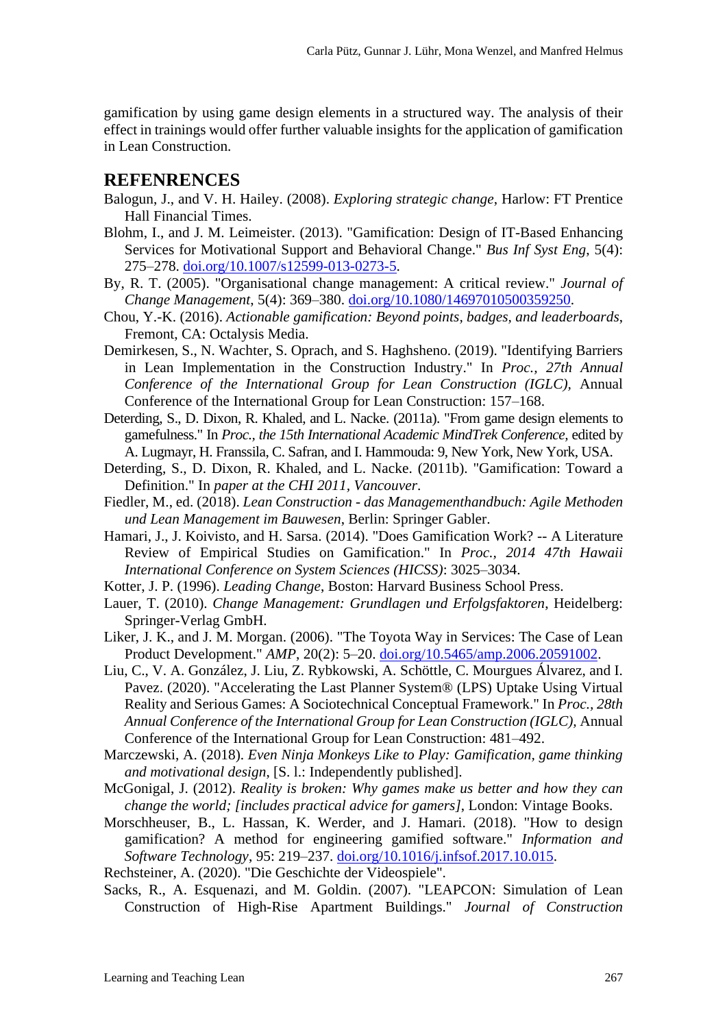gamification by using game design elements in a structured way. The analysis of their effect in trainings would offer further valuable insights for the application of gamification in Lean Construction.

## REFENRENCES

Balogun, J., and V. H. Hailey. (2008). *Exploring strategic change*, Harlow: FT Prentice Hall Financial Times.

Blohm, I., and J. M. Leimeister. (2013). "Gamification: Design of IT-Based Enhancing Services for Motivational Support and Behavioral Change." *Bus Inf Syst Eng*, 5(4): 275–278. doi.org/10.1007/s12599-013-0273-5.

By, R. T. (2005). "Organisational change management: A critical review." *Journal of Change Management*, 5(4): 369–380. doi.org/10.1080/14697010500359250.

Chou, Y.-K. (2016). *Actionable gamification: Beyond points, badges, and leaderboards*, Fremont, CA: Octalysis Media.

Demirkesen, S., N. Wachter, S. Oprach, and S. Haghsheno. (2019). "Identifying Barriers in Lean Implementation in the Construction Industry." In *Proc., 27th Annual Conference of the International Group for Lean Construction (IGLC)*, Annual Conference of the International Group for Lean Construction: 157–168.

Deterding, S., D. Dixon, R. Khaled, and L. Nacke. (2011a). "From game design elements to gamefulness." In *Proc., the 15th International Academic MindTrek Conference*, edited by A. Lugmayr, H. Franssila, C. Safran, and I. Hammouda: 9, New York, New York, USA.

Deterding, S., D. Dixon, R. Khaled, and L. Nacke. (2011b). "Gamification: Toward a Definition." In *paper at the CHI 2011, Vancouver*.

Fiedler, M., ed. (2018). *Lean Construction - das Managementhandbuch: Agile Methoden und Lean Management im Bauwesen*, Berlin: Springer Gabler.

Hamari, J., J. Koivisto, and H. Sarsa. (2014). "Does Gamification Work? -- A Literature Review of Empirical Studies on Gamification." In *Proc., 2014 47th Hawaii International Conference on System Sciences (HICSS)*: 3025–3034.

Kotter, J. P. (1996). *Leading Change*, Boston: Harvard Business School Press.

Lauer, T. (2010). *Change Management: Grundlagen und Erfolgsfaktoren*, Heidelberg: Springer-Verlag GmbH.

Liker, J. K., and J. M. Morgan. (2006). "The Toyota Way in Services: The Case of Lean Product Development." *AMP*, 20(2): 5–20. doi.org/10.5465/amp.2006.20591002.

Liu, C., V. A. González, J. Liu, Z. Rybkowski, A. Schöttle, C. Mourgues Álvarez, and I. Pavez. (2020). "Accelerating the Last Planner System® (LPS) Uptake Using Virtual Reality and Serious Games: A Sociotechnical Conceptual Framework." In *Proc., 28th Annual Conference of the International Group for Lean Construction (IGLC)*, Annual Conference of the International Group for Lean Construction: 481–492.

Marczewski, A. (2018). *Even Ninja Monkeys Like to Play: Gamification, game thinking and motivational design*, [S. l.: Independently published].

McGonigal, J. (2012). *Reality is broken: Why games make us better and how they can change the world; [includes practical advice for gamers]*, London: Vintage Books.

Morschheuser, B., L. Hassan, K. Werder, and J. Hamari. (2018). "How to design gamification? A method for engineering gamified software." *Information and Software Technology*, 95: 219–237. doi.org/10.1016/j.infsof.2017.10.015.

Rechsteiner, A. (2020). "Die Geschichte der Videospiele".

Sacks, R., A. Esquenazi, and M. Goldin. (2007). "LEAPCON: Simulation of Lean Construction of High-Rise Apartment Buildings." *Journal of Construction*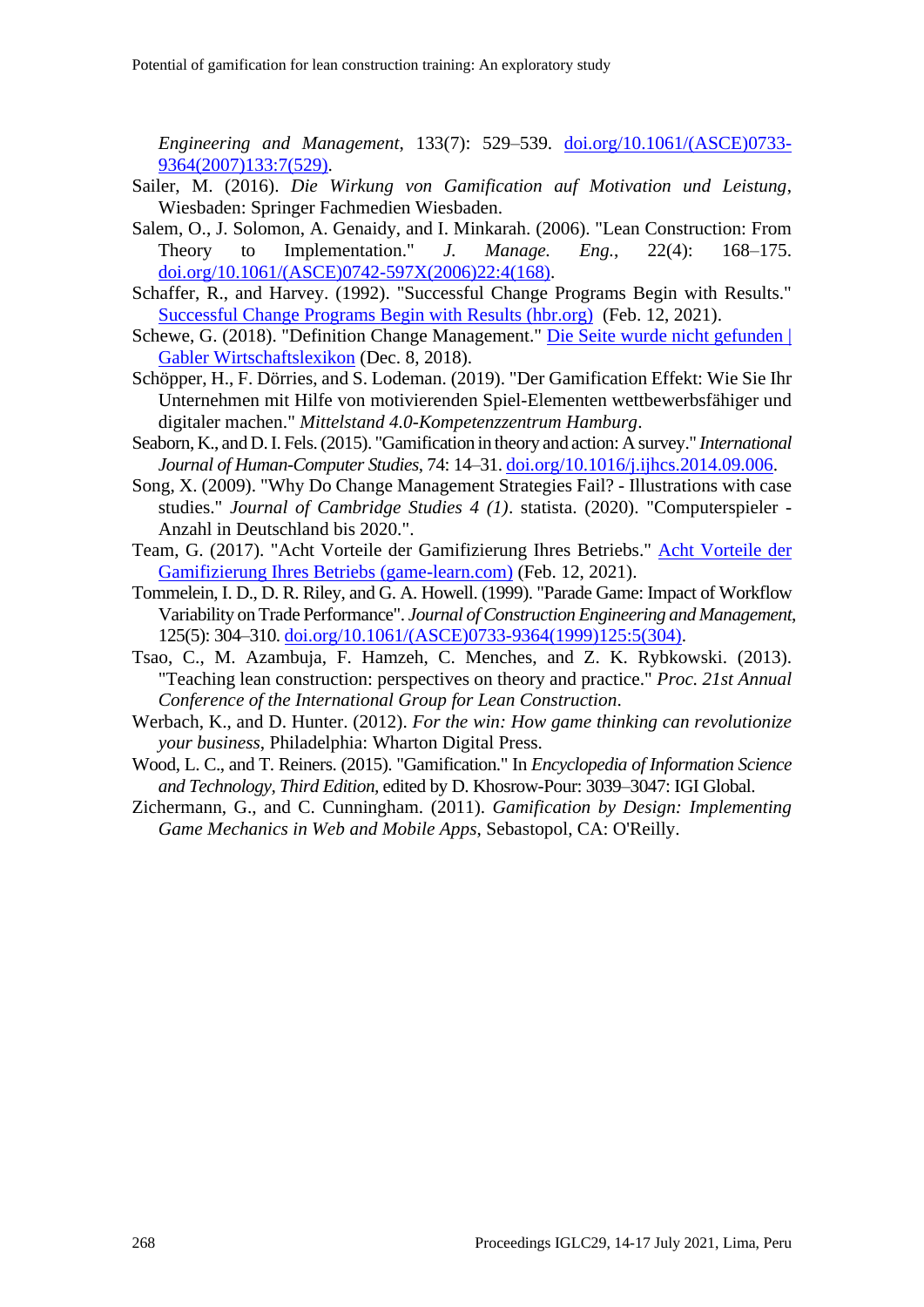*Engineering and Management*, 133(7): 529–539. doi.org/10.1061/(ASCE)0733-9364(2007)133:7(529).

Sailer, M. (2016). *Die Wirkung von Gamification auf Motivation und Leistung*, Wiesbaden: Springer Fachmedien Wiesbaden.

Salem, O., J. Solomon, A. Genaidy, and I. Minkarah. (2006). "Lean Construction: From Theory to Implementation." *J. Manage. Eng.*, 22(4): 168–175. doi.org/10.1061/(ASCE)0742-597X(2006)22:4(168).

Schaffer, R., and Harvey. (1992). "Successful Change Programs Begin with Results." Successful Change Programs Begin with Results (hbr.org) (Feb. 12, 2021).

Schewe, G. (2018). "Definition Change Management." Die Seite wurde nicht gefunden | Gabler Wirtschaftslexikon (Dec. 8, 2018).

Schöpper, H., F. Dörries, and S. Lodeman. (2019). "Der Gamification Effekt: Wie Sie Ihr Unternehmen mit Hilfe von motivierenden Spiel-Elementen wettbewerbsfähiger und digitaler machen." *Mittelstand 4.0-Kompetenzzentrum Hamburg*.

Seaborn, K., and D. I. Fels. (2015). "Gamification in theory and action: A survey." *International Journal of Human-Computer Studies*, 74: 14–31. doi.org/10.1016/j.ijhcs.2014.09.006.

Song, X. (2009). "Why Do Change Management Strategies Fail? - Illustrations with case studies." *Journal of Cambridge Studies 4 (1)*. statista. (2020). "Computerspieler - Anzahl in Deutschland bis 2020.".

Team, G. (2017). "Acht Vorteile der Gamifizierung Ihres Betriebs." Acht Vorteile der Gamifizierung Ihres Betriebs (game-learn.com) (Feb. 12, 2021).

Tommelein, I. D., D. R. Riley, and G. A. Howell. (1999). "Parade Game: Impact of Workflow Variability on Trade Performance". *Journal of Construction Engineering and Management*, 125(5): 304–310. doi.org/10.1061/(ASCE)0733-9364(1999)125:5(304).

Tsao, C., M. Azambuja, F. Hamzeh, C. Menches, and Z. K. Rybkowski. (2013). "Teaching lean construction: perspectives on theory and practice." *Proc. 21st Annual Conference of the International Group for Lean Construction*.

Werbach, K., and D. Hunter. (2012). *For the win: How game thinking can revolutionize your business*, Philadelphia: Wharton Digital Press.

Wood, L. C., and T. Reiners. (2015). "Gamification." In *Encyclopedia of Information Science and Technology, Third Edition*, edited by D. Khosrow-Pour: 3039–3047: IGI Global.

Zichermann, G., and C. Cunningham. (2011). *Gamification by Design: Implementing Game Mechanics in Web and Mobile Apps*, Sebastopol, CA: O'Reilly.